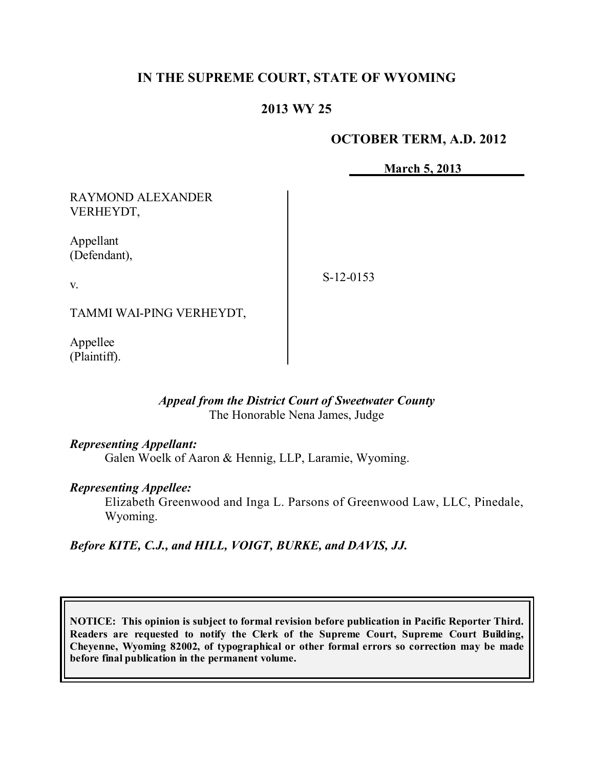# IN THE SUPREME COURT, STATE OF WYOMING

## 2013 WY 25

**OCTOBER TERM, A.D. 2012**

**March 5, 2013**

| | |
|---|---|
| RAYMOND ALEXANDER VERHEYDT,<br><br>Appellant (Defendant),<br><br>v.<br><br>TAMMI WAI-PING VERHEYDT,<br><br>Appellee (Plaintiff). | S-12-0153 |

*Appeal from the District Court of Sweetwater County*
The Honorable Nena James, Judge

***Representing Appellant:***
Galen Woelk of Aaron & Hennig, LLP, Laramie, Wyoming.

***Representing Appellee:***
Elizabeth Greenwood and Inga L. Parsons of Greenwood Law, LLC, Pinedale, Wyoming.

***Before KITE, C.J., and HILL, VOIGT, BURKE, and DAVIS, JJ.***

**NOTICE: This opinion is subject to formal revision before publication in Pacific Reporter Third. Readers are requested to notify the Clerk of the Supreme Court, Supreme Court Building, Cheyenne, Wyoming 82002, of typographical or other formal errors so correction may be made before final publication in the permanent volume.**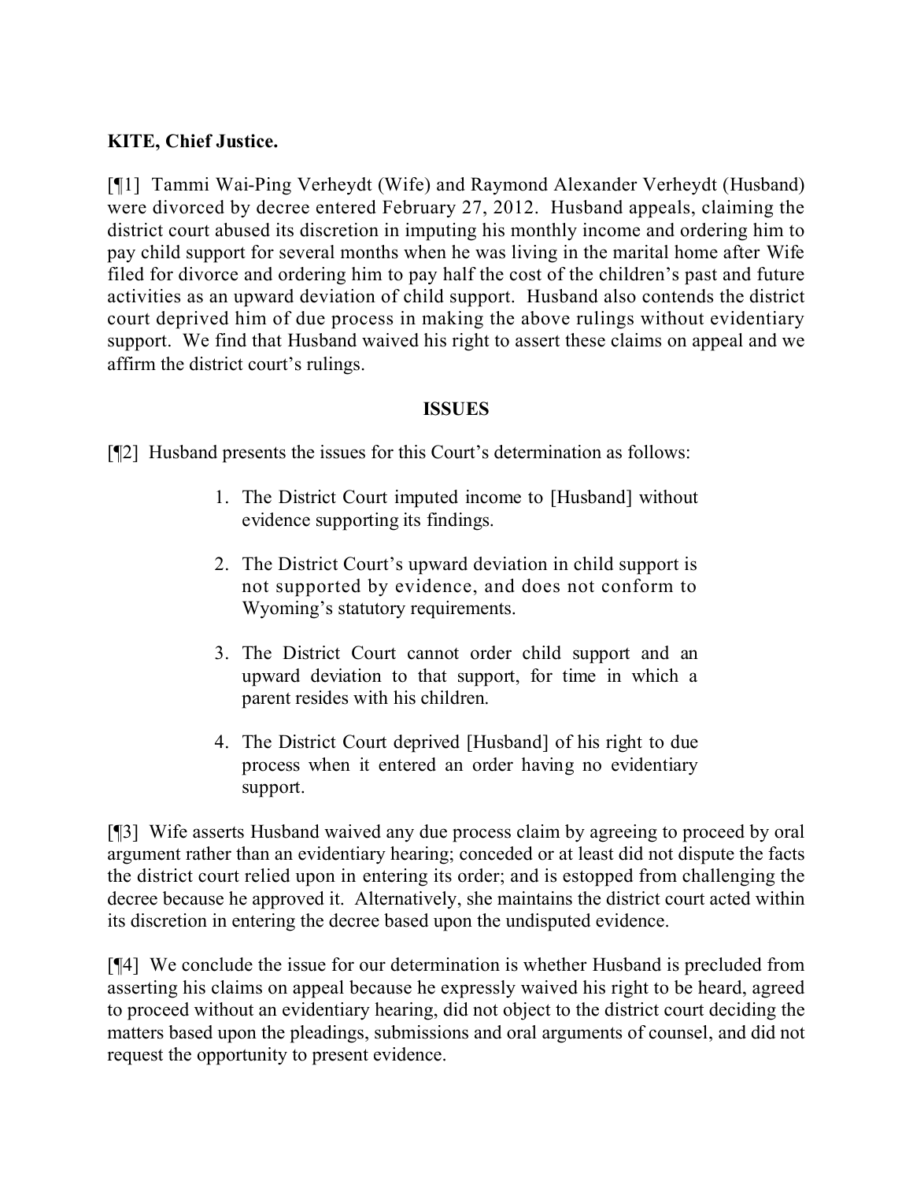**KITE, Chief Justice.**

[¶1] Tammi Wai-Ping Verheydt (Wife) and Raymond Alexander Verheydt (Husband) were divorced by decree entered February 27, 2012. Husband appeals, claiming the district court abused its discretion in imputing his monthly income and ordering him to pay child support for several months when he was living in the marital home after Wife filed for divorce and ordering him to pay half the cost of the children's past and future activities as an upward deviation of child support. Husband also contends the district court deprived him of due process in making the above rulings without evidentiary support. We find that Husband waived his right to assert these claims on appeal and we affirm the district court's rulings.

**ISSUES**

[¶2] Husband presents the issues for this Court's determination as follows:

> 1. The District Court imputed income to [Husband] without evidence supporting its findings.
>
> 2. The District Court's upward deviation in child support is not supported by evidence, and does not conform to Wyoming's statutory requirements.
>
> 3. The District Court cannot order child support and an upward deviation to that support, for time in which a parent resides with his children.
>
> 4. The District Court deprived [Husband] of his right to due process when it entered an order having no evidentiary support.

[¶3] Wife asserts Husband waived any due process claim by agreeing to proceed by oral argument rather than an evidentiary hearing; conceded or at least did not dispute the facts the district court relied upon in entering its order; and is estopped from challenging the decree because he approved it. Alternatively, she maintains the district court acted within its discretion in entering the decree based upon the undisputed evidence.

[¶4] We conclude the issue for our determination is whether Husband is precluded from asserting his claims on appeal because he expressly waived his right to be heard, agreed to proceed without an evidentiary hearing, did not object to the district court deciding the matters based upon the pleadings, submissions and oral arguments of counsel, and did not request the opportunity to present evidence.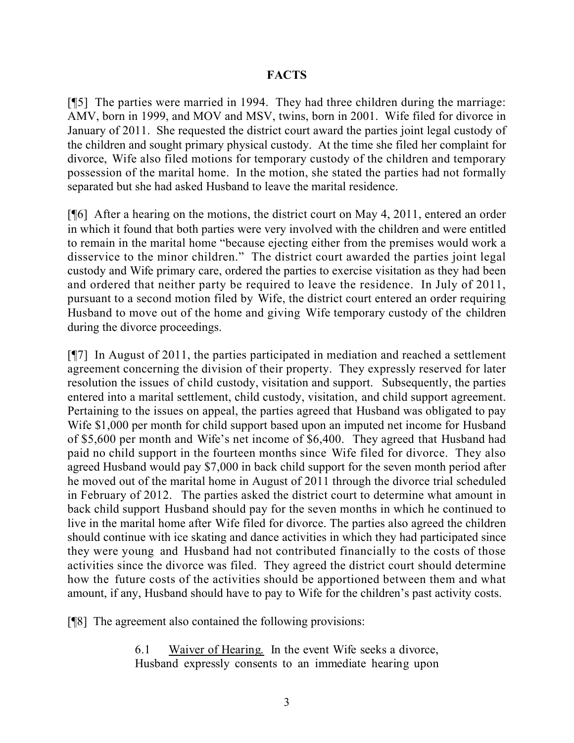## FACTS

[¶5] The parties were married in 1994. They had three children during the marriage: AMV, born in 1999, and MOV and MSV, twins, born in 2001. Wife filed for divorce in January of 2011. She requested the district court award the parties joint legal custody of the children and sought primary physical custody. At the time she filed her complaint for divorce, Wife also filed motions for temporary custody of the children and temporary possession of the marital home. In the motion, she stated the parties had not formally separated but she had asked Husband to leave the marital residence.

[¶6] After a hearing on the motions, the district court on May 4, 2011, entered an order in which it found that both parties were very involved with the children and were entitled to remain in the marital home "because ejecting either from the premises would work a disservice to the minor children." The district court awarded the parties joint legal custody and Wife primary care, ordered the parties to exercise visitation as they had been and ordered that neither party be required to leave the residence. In July of 2011, pursuant to a second motion filed by Wife, the district court entered an order requiring Husband to move out of the home and giving Wife temporary custody of the children during the divorce proceedings.

[¶7] In August of 2011, the parties participated in mediation and reached a settlement agreement concerning the division of their property. They expressly reserved for later resolution the issues of child custody, visitation and support. Subsequently, the parties entered into a marital settlement, child custody, visitation, and child support agreement. Pertaining to the issues on appeal, the parties agreed that Husband was obligated to pay Wife $1,000 per month for child support based upon an imputed net income for Husband of $5,600 per month and Wife's net income of $6,400. They agreed that Husband had paid no child support in the fourteen months since Wife filed for divorce. They also agreed Husband would pay $7,000 in back child support for the seven month period after he moved out of the marital home in August of 2011 through the divorce trial scheduled in February of 2012. The parties asked the district court to determine what amount in back child support Husband should pay for the seven months in which he continued to live in the marital home after Wife filed for divorce. The parties also agreed the children should continue with ice skating and dance activities in which they had participated since they were young and Husband had not contributed financially to the costs of those activities since the divorce was filed. They agreed the district court should determine how the future costs of the activities should be apportioned between them and what amount, if any, Husband should have to pay to Wife for the children's past activity costs.

[¶8] The agreement also contained the following provisions:

> 6.1 Waiver of Hearing. In the event Wife seeks a divorce, Husband expressly consents to an immediate hearing upon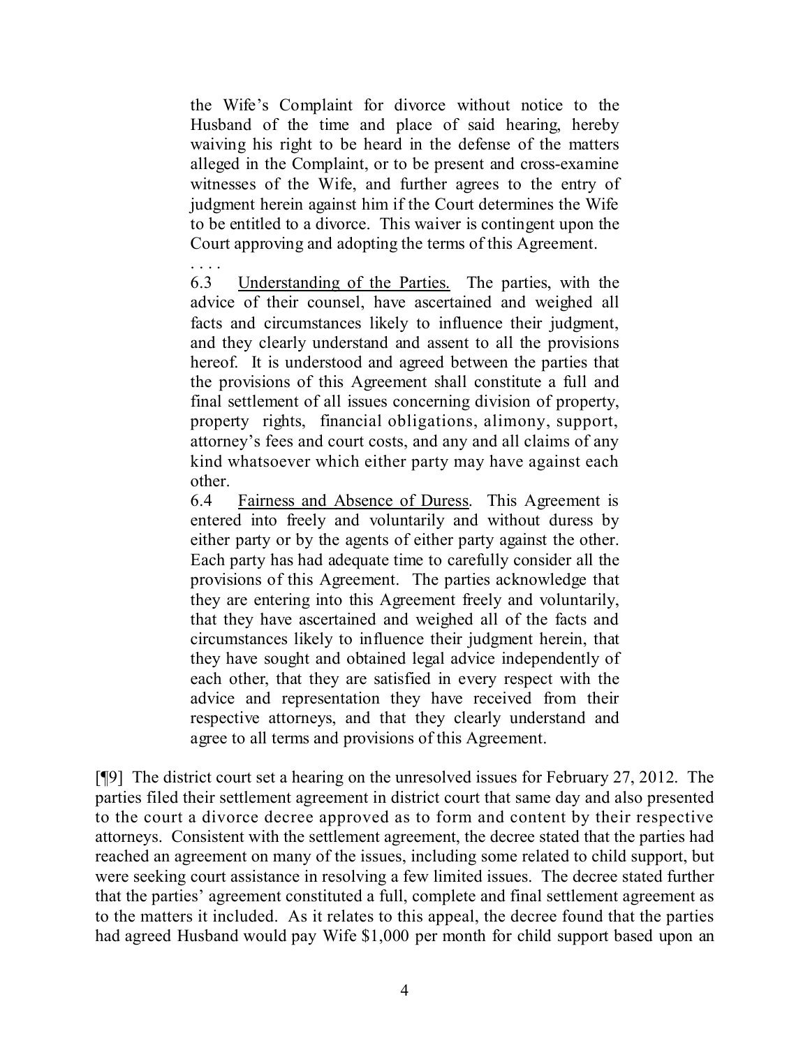> the Wife's Complaint for divorce without notice to the Husband of the time and place of said hearing, hereby waiving his right to be heard in the defense of the matters alleged in the Complaint, or to be present and cross-examine witnesses of the Wife, and further agrees to the entry of judgment herein against him if the Court determines the Wife to be entitled to a divorce. This waiver is contingent upon the Court approving and adopting the terms of this Agreement.
>
> . . . .
>
> 6.3 Understanding of the Parties. The parties, with the advice of their counsel, have ascertained and weighed all facts and circumstances likely to influence their judgment, and they clearly understand and assent to all the provisions hereof. It is understood and agreed between the parties that the provisions of this Agreement shall constitute a full and final settlement of all issues concerning division of property, property rights, financial obligations, alimony, support, attorney's fees and court costs, and any and all claims of any kind whatsoever which either party may have against each other.
>
> 6.4 Fairness and Absence of Duress. This Agreement is entered into freely and voluntarily and without duress by either party or by the agents of either party against the other. Each party has had adequate time to carefully consider all the provisions of this Agreement. The parties acknowledge that they are entering into this Agreement freely and voluntarily, that they have ascertained and weighed all of the facts and circumstances likely to influence their judgment herein, that they have sought and obtained legal advice independently of each other, that they are satisfied in every respect with the advice and representation they have received from their respective attorneys, and that they clearly understand and agree to all terms and provisions of this Agreement.

[¶9] The district court set a hearing on the unresolved issues for February 27, 2012. The parties filed their settlement agreement in district court that same day and also presented to the court a divorce decree approved as to form and content by their respective attorneys. Consistent with the settlement agreement, the decree stated that the parties had reached an agreement on many of the issues, including some related to child support, but were seeking court assistance in resolving a few limited issues. The decree stated further that the parties' agreement constituted a full, complete and final settlement agreement as to the matters it included. As it relates to this appeal, the decree found that the parties had agreed Husband would pay Wife $1,000 per month for child support based upon an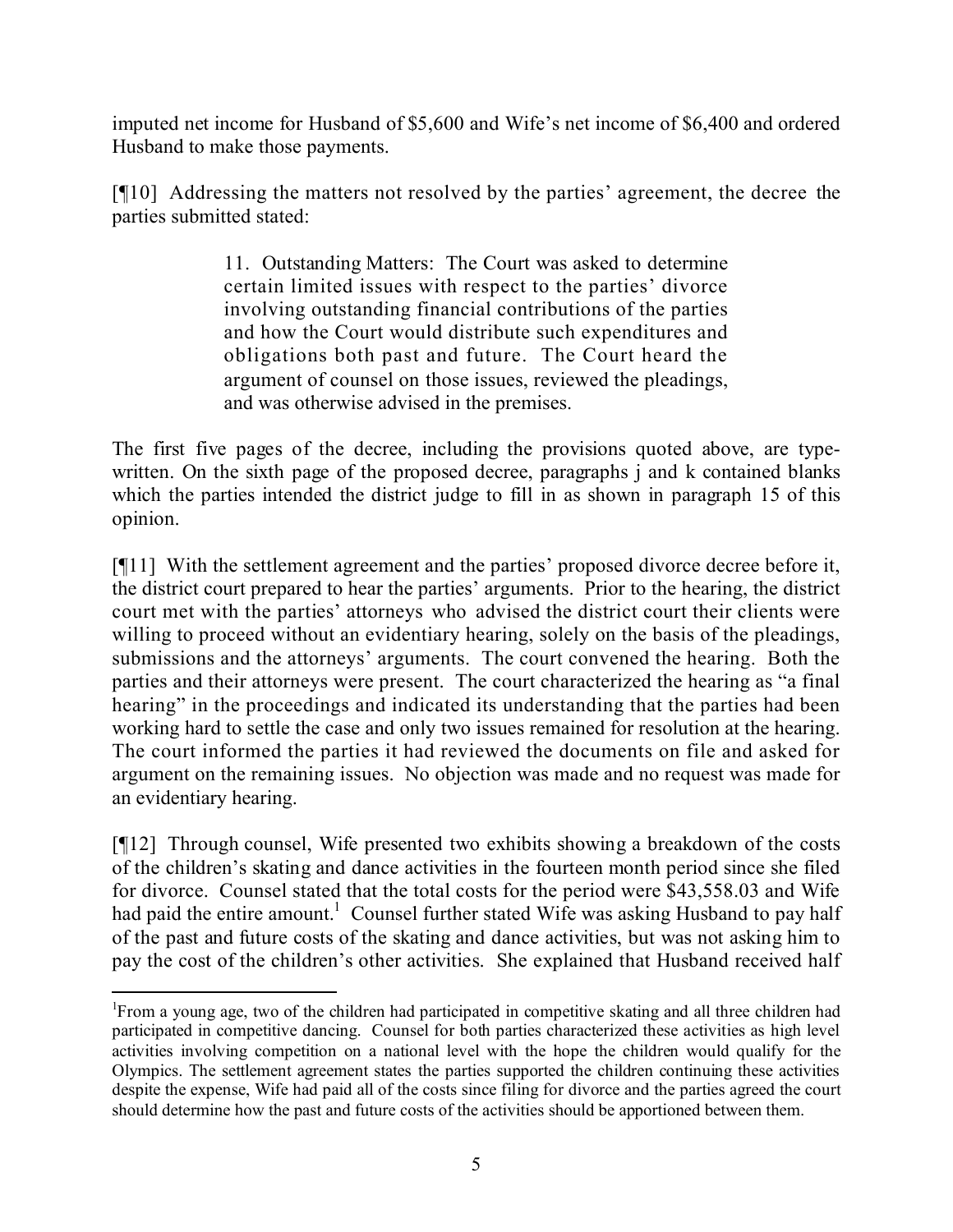imputed net income for Husband of $5,600 and Wife's net income of $6,400 and ordered Husband to make those payments.

[¶10] Addressing the matters not resolved by the parties' agreement, the decree the parties submitted stated:

> 11. Outstanding Matters: The Court was asked to determine certain limited issues with respect to the parties' divorce involving outstanding financial contributions of the parties and how the Court would distribute such expenditures and obligations both past and future. The Court heard the argument of counsel on those issues, reviewed the pleadings, and was otherwise advised in the premises.

The first five pages of the decree, including the provisions quoted above, are type-written. On the sixth page of the proposed decree, paragraphs j and k contained blanks which the parties intended the district judge to fill in as shown in paragraph 15 of this opinion.

[¶11] With the settlement agreement and the parties' proposed divorce decree before it, the district court prepared to hear the parties' arguments. Prior to the hearing, the district court met with the parties' attorneys who advised the district court their clients were willing to proceed without an evidentiary hearing, solely on the basis of the pleadings, submissions and the attorneys' arguments. The court convened the hearing. Both the parties and their attorneys were present. The court characterized the hearing as "a final hearing" in the proceedings and indicated its understanding that the parties had been working hard to settle the case and only two issues remained for resolution at the hearing. The court informed the parties it had reviewed the documents on file and asked for argument on the remaining issues. No objection was made and no request was made for an evidentiary hearing.

[¶12] Through counsel, Wife presented two exhibits showing a breakdown of the costs of the children's skating and dance activities in the fourteen month period since she filed for divorce. Counsel stated that the total costs for the period were $43,558.03 and Wife had paid the entire amount.[1] Counsel further stated Wife was asking Husband to pay half of the past and future costs of the skating and dance activities, but was not asking him to pay the cost of the children's other activities. She explained that Husband received half

---

[1] From a young age, two of the children had participated in competitive skating and all three children had participated in competitive dancing. Counsel for both parties characterized these activities as high level activities involving competition on a national level with the hope the children would qualify for the Olympics. The settlement agreement states the parties supported the children continuing these activities despite the expense, Wife had paid all of the costs since filing for divorce and the parties agreed the court should determine how the past and future costs of the activities should be apportioned between them.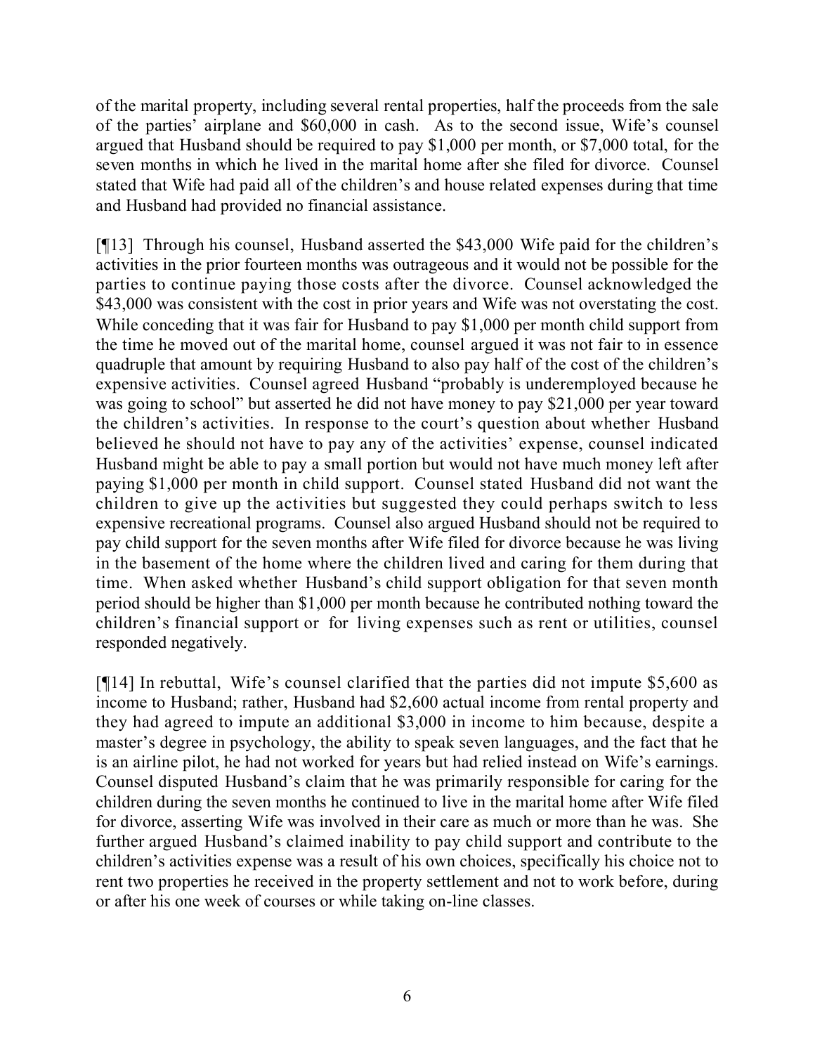of the marital property, including several rental properties, half the proceeds from the sale of the parties' airplane and $60,000 in cash. As to the second issue, Wife's counsel argued that Husband should be required to pay $1,000 per month, or $7,000 total, for the seven months in which he lived in the marital home after she filed for divorce. Counsel stated that Wife had paid all of the children's and house related expenses during that time and Husband had provided no financial assistance.

[¶13] Through his counsel, Husband asserted the $43,000 Wife paid for the children's activities in the prior fourteen months was outrageous and it would not be possible for the parties to continue paying those costs after the divorce. Counsel acknowledged the $43,000 was consistent with the cost in prior years and Wife was not overstating the cost. While conceding that it was fair for Husband to pay $1,000 per month child support from the time he moved out of the marital home, counsel argued it was not fair to in essence quadruple that amount by requiring Husband to also pay half of the cost of the children's expensive activities. Counsel agreed Husband "probably is underemployed because he was going to school" but asserted he did not have money to pay $21,000 per year toward the children's activities. In response to the court's question about whether Husband believed he should not have to pay any of the activities' expense, counsel indicated Husband might be able to pay a small portion but would not have much money left after paying $1,000 per month in child support. Counsel stated Husband did not want the children to give up the activities but suggested they could perhaps switch to less expensive recreational programs. Counsel also argued Husband should not be required to pay child support for the seven months after Wife filed for divorce because he was living in the basement of the home where the children lived and caring for them during that time. When asked whether Husband's child support obligation for that seven month period should be higher than $1,000 per month because he contributed nothing toward the children's financial support or for living expenses such as rent or utilities, counsel responded negatively.

[¶14] In rebuttal, Wife's counsel clarified that the parties did not impute $5,600 as income to Husband; rather, Husband had $2,600 actual income from rental property and they had agreed to impute an additional $3,000 in income to him because, despite a master's degree in psychology, the ability to speak seven languages, and the fact that he is an airline pilot, he had not worked for years but had relied instead on Wife's earnings. Counsel disputed Husband's claim that he was primarily responsible for caring for the children during the seven months he continued to live in the marital home after Wife filed for divorce, asserting Wife was involved in their care as much or more than he was. She further argued Husband's claimed inability to pay child support and contribute to the children's activities expense was a result of his own choices, specifically his choice not to rent two properties he received in the property settlement and not to work before, during or after his one week of courses or while taking on-line classes.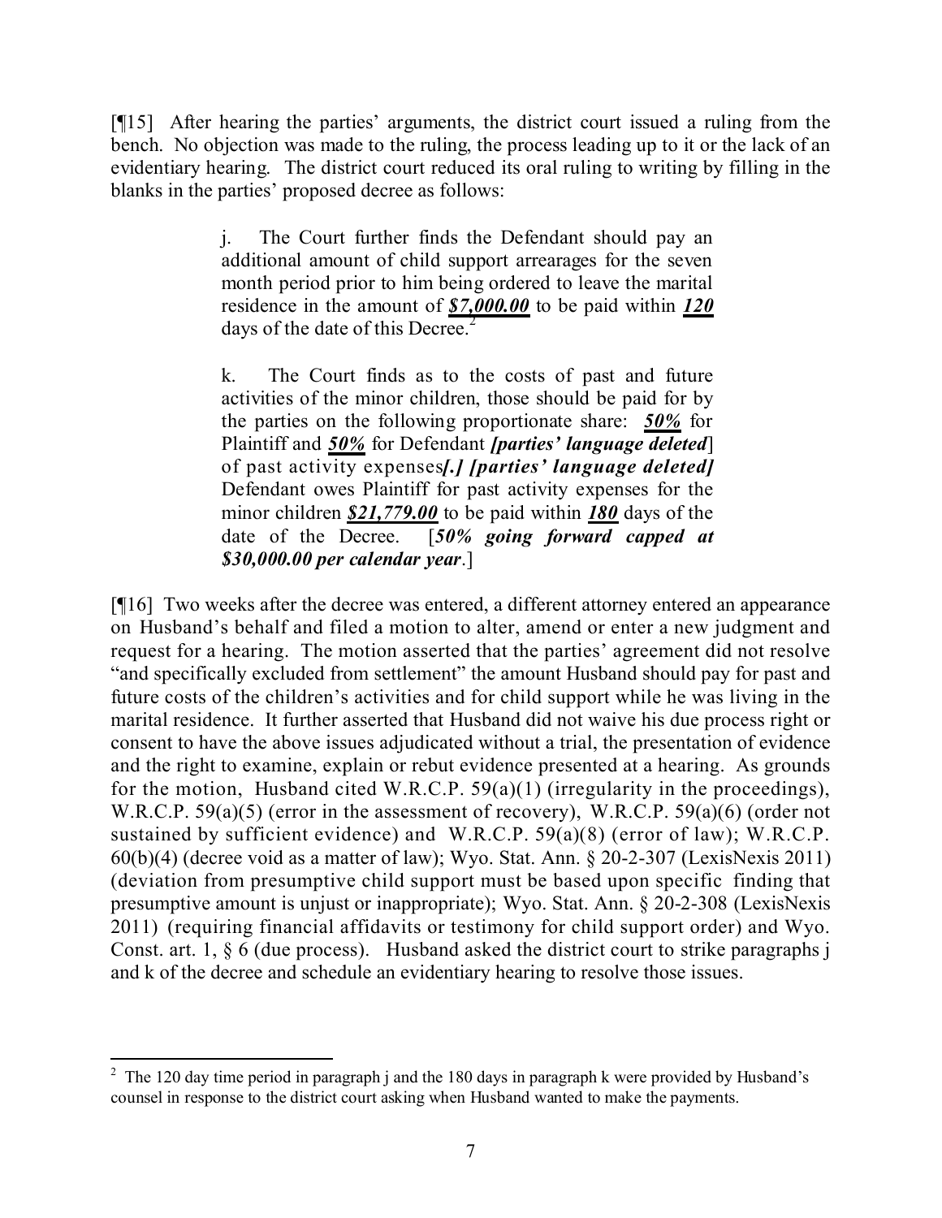[¶15] After hearing the parties' arguments, the district court issued a ruling from the bench. No objection was made to the ruling, the process leading up to it or the lack of an evidentiary hearing. The district court reduced its oral ruling to writing by filling in the blanks in the parties' proposed decree as follows:

> j. The Court further finds the Defendant should pay an additional amount of child support arrearages for the seven month period prior to him being ordered to leave the marital residence in the amount of ***$7,000.00*** to be paid within ***120*** days of the date of this Decree.[2]
>
> k. The Court finds as to the costs of past and future activities of the minor children, those should be paid for by the parties on the following proportionate share: ***50%*** for Plaintiff and ***50%*** for Defendant ***[parties' language deleted]*** of past activity expenses***[.] [parties' language deleted]*** Defendant owes Plaintiff for past activity expenses for the minor children ***$21,779.00*** to be paid within ***180*** days of the date of the Decree. [***50% going forward capped at $30,000.00 per calendar year***.]

[¶16] Two weeks after the decree was entered, a different attorney entered an appearance on Husband's behalf and filed a motion to alter, amend or enter a new judgment and request for a hearing. The motion asserted that the parties' agreement did not resolve "and specifically excluded from settlement" the amount Husband should pay for past and future costs of the children's activities and for child support while he was living in the marital residence. It further asserted that Husband did not waive his due process right or consent to have the above issues adjudicated without a trial, the presentation of evidence and the right to examine, explain or rebut evidence presented at a hearing. As grounds for the motion, Husband cited W.R.C.P. 59(a)(1) (irregularity in the proceedings), W.R.C.P. 59(a)(5) (error in the assessment of recovery), W.R.C.P. 59(a)(6) (order not sustained by sufficient evidence) and W.R.C.P. 59(a)(8) (error of law); W.R.C.P. 60(b)(4) (decree void as a matter of law); Wyo. Stat. Ann. § 20-2-307 (LexisNexis 2011) (deviation from presumptive child support must be based upon specific finding that presumptive amount is unjust or inappropriate); Wyo. Stat. Ann. § 20-2-308 (LexisNexis 2011) (requiring financial affidavits or testimony for child support order) and Wyo. Const. art. 1, § 6 (due process). Husband asked the district court to strike paragraphs j and k of the decree and schedule an evidentiary hearing to resolve those issues.

---

[2] The 120 day time period in paragraph j and the 180 days in paragraph k were provided by Husband's counsel in response to the district court asking when Husband wanted to make the payments.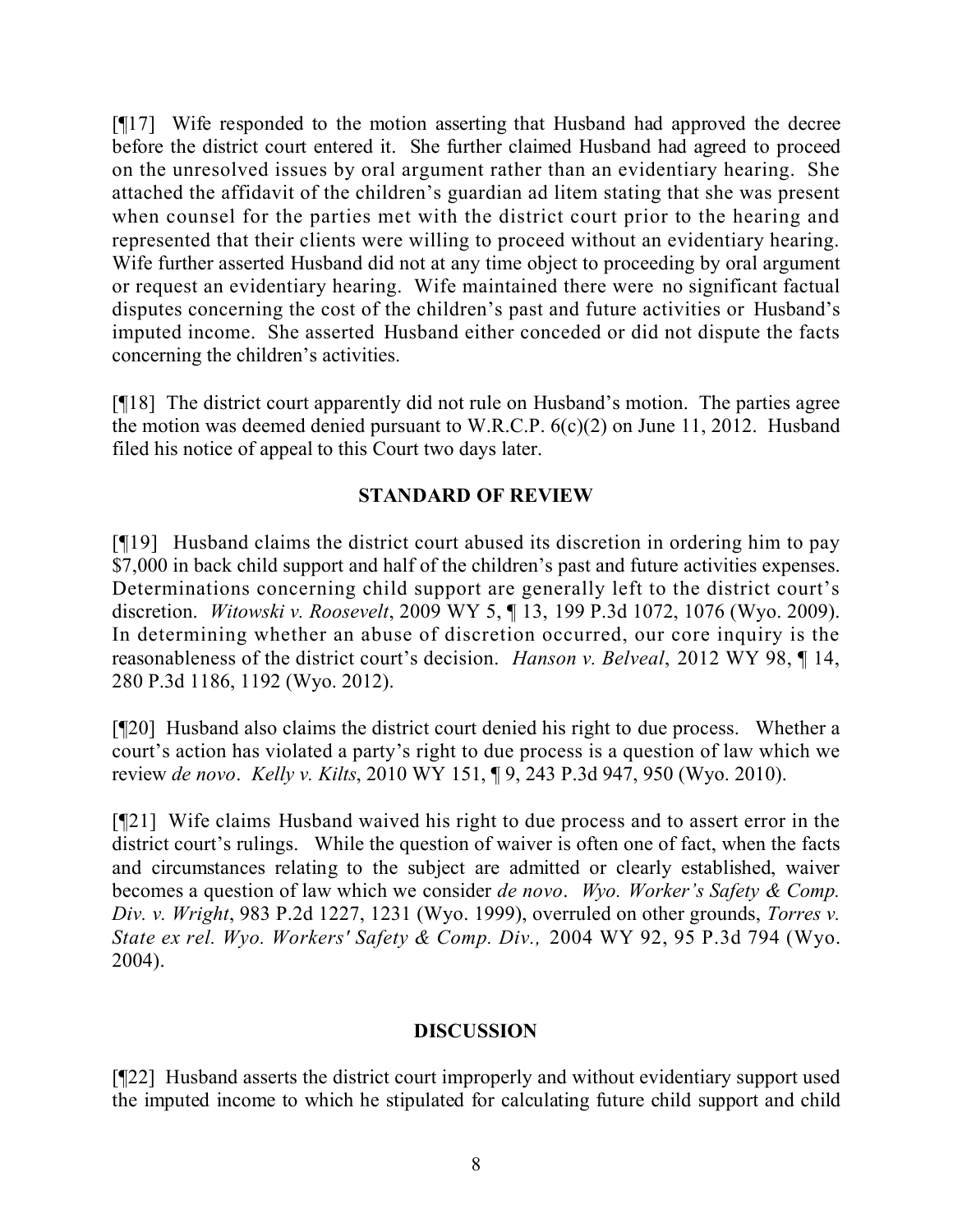[¶17] Wife responded to the motion asserting that Husband had approved the decree before the district court entered it. She further claimed Husband had agreed to proceed on the unresolved issues by oral argument rather than an evidentiary hearing. She attached the affidavit of the children's guardian ad litem stating that she was present when counsel for the parties met with the district court prior to the hearing and represented that their clients were willing to proceed without an evidentiary hearing. Wife further asserted Husband did not at any time object to proceeding by oral argument or request an evidentiary hearing. Wife maintained there were no significant factual disputes concerning the cost of the children's past and future activities or Husband's imputed income. She asserted Husband either conceded or did not dispute the facts concerning the children's activities.

[¶18] The district court apparently did not rule on Husband's motion. The parties agree the motion was deemed denied pursuant to W.R.C.P. 6(c)(2) on June 11, 2012. Husband filed his notice of appeal to this Court two days later.

## STANDARD OF REVIEW

[¶19] Husband claims the district court abused its discretion in ordering him to pay $7,000 in back child support and half of the children's past and future activities expenses. Determinations concerning child support are generally left to the district court's discretion. *Witowski v. Roosevelt*, 2009 WY 5, ¶ 13, 199 P.3d 1072, 1076 (Wyo. 2009). In determining whether an abuse of discretion occurred, our core inquiry is the reasonableness of the district court's decision. *Hanson v. Belveal*, 2012 WY 98, ¶ 14, 280 P.3d 1186, 1192 (Wyo. 2012).

[¶20] Husband also claims the district court denied his right to due process. Whether a court's action has violated a party's right to due process is a question of law which we review *de novo*. *Kelly v. Kilts*, 2010 WY 151, ¶ 9, 243 P.3d 947, 950 (Wyo. 2010).

[¶21] Wife claims Husband waived his right to due process and to assert error in the district court's rulings. While the question of waiver is often one of fact, when the facts and circumstances relating to the subject are admitted or clearly established, waiver becomes a question of law which we consider *de novo*. *Wyo. Worker's Safety & Comp. Div. v. Wright*, 983 P.2d 1227, 1231 (Wyo. 1999), overruled on other grounds, *Torres v. State ex rel. Wyo. Workers' Safety & Comp. Div.,* 2004 WY 92, 95 P.3d 794 (Wyo. 2004).

## DISCUSSION

[¶22] Husband asserts the district court improperly and without evidentiary support used the imputed income to which he stipulated for calculating future child support and child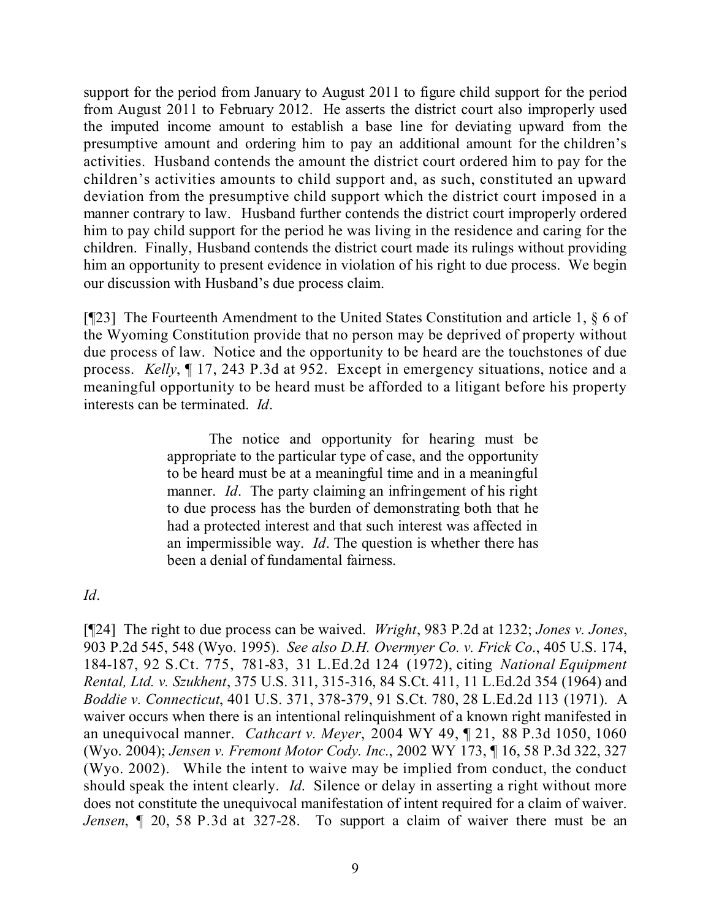support for the period from January to August 2011 to figure child support for the period from August 2011 to February 2012. He asserts the district court also improperly used the imputed income amount to establish a base line for deviating upward from the presumptive amount and ordering him to pay an additional amount for the children's activities. Husband contends the amount the district court ordered him to pay for the children's activities amounts to child support and, as such, constituted an upward deviation from the presumptive child support which the district court imposed in a manner contrary to law. Husband further contends the district court improperly ordered him to pay child support for the period he was living in the residence and caring for the children. Finally, Husband contends the district court made its rulings without providing him an opportunity to present evidence in violation of his right to due process. We begin our discussion with Husband's due process claim.

[¶23] The Fourteenth Amendment to the United States Constitution and article 1, § 6 of the Wyoming Constitution provide that no person may be deprived of property without due process of law. Notice and the opportunity to be heard are the touchstones of due process. *Kelly*, ¶ 17, 243 P.3d at 952. Except in emergency situations, notice and a meaningful opportunity to be heard must be afforded to a litigant before his property interests can be terminated. *Id*.

> The notice and opportunity for hearing must be appropriate to the particular type of case, and the opportunity to be heard must be at a meaningful time and in a meaningful manner. *Id*. The party claiming an infringement of his right to due process has the burden of demonstrating both that he had a protected interest and that such interest was affected in an impermissible way. *Id*. The question is whether there has been a denial of fundamental fairness.

*Id*.

[¶24] The right to due process can be waived. *Wright*, 983 P.2d at 1232; *Jones v. Jones*, 903 P.2d 545, 548 (Wyo. 1995). *See also D.H. Overmyer Co. v. Frick Co*., 405 U.S. 174, 184-187, 92 S.Ct. 775, 781-83, 31 L.Ed.2d 124 (1972), citing *National Equipment Rental, Ltd. v. Szukhent*, 375 U.S. 311, 315-316, 84 S.Ct. 411, 11 L.Ed.2d 354 (1964) and *Boddie v. Connecticut*, 401 U.S. 371, 378-379, 91 S.Ct. 780, 28 L.Ed.2d 113 (1971). A waiver occurs when there is an intentional relinquishment of a known right manifested in an unequivocal manner. *Cathcart v. Meyer*, 2004 WY 49, ¶ 21, 88 P.3d 1050, 1060 (Wyo. 2004); *Jensen v. Fremont Motor Cody. Inc*., 2002 WY 173, ¶ 16, 58 P.3d 322, 327 (Wyo. 2002). While the intent to waive may be implied from conduct, the conduct should speak the intent clearly. *Id*. Silence or delay in asserting a right without more does not constitute the unequivocal manifestation of intent required for a claim of waiver. *Jensen*, ¶ 20, 58 P.3d at 327-28. To support a claim of waiver there must be an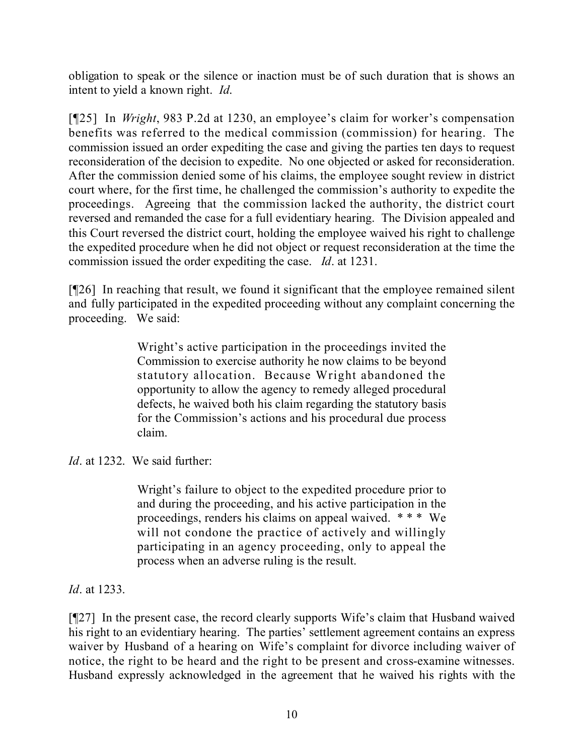obligation to speak or the silence or inaction must be of such duration that is shows an intent to yield a known right. *Id*.

[¶25] In *Wright*, 983 P.2d at 1230, an employee's claim for worker's compensation benefits was referred to the medical commission (commission) for hearing. The commission issued an order expediting the case and giving the parties ten days to request reconsideration of the decision to expedite. No one objected or asked for reconsideration. After the commission denied some of his claims, the employee sought review in district court where, for the first time, he challenged the commission's authority to expedite the proceedings. Agreeing that the commission lacked the authority, the district court reversed and remanded the case for a full evidentiary hearing. The Division appealed and this Court reversed the district court, holding the employee waived his right to challenge the expedited procedure when he did not object or request reconsideration at the time the commission issued the order expediting the case. *Id*. at 1231.

[¶26] In reaching that result, we found it significant that the employee remained silent and fully participated in the expedited proceeding without any complaint concerning the proceeding. We said:

> Wright's active participation in the proceedings invited the Commission to exercise authority he now claims to be beyond statutory allocation. Because Wright abandoned the opportunity to allow the agency to remedy alleged procedural defects, he waived both his claim regarding the statutory basis for the Commission's actions and his procedural due process claim.

*Id*. at 1232. We said further:

> Wright's failure to object to the expedited procedure prior to and during the proceeding, and his active participation in the proceedings, renders his claims on appeal waived. * * * We will not condone the practice of actively and willingly participating in an agency proceeding, only to appeal the process when an adverse ruling is the result.

*Id*. at 1233.

[¶27] In the present case, the record clearly supports Wife's claim that Husband waived his right to an evidentiary hearing. The parties' settlement agreement contains an express waiver by Husband of a hearing on Wife's complaint for divorce including waiver of notice, the right to be heard and the right to be present and cross-examine witnesses. Husband expressly acknowledged in the agreement that he waived his rights with the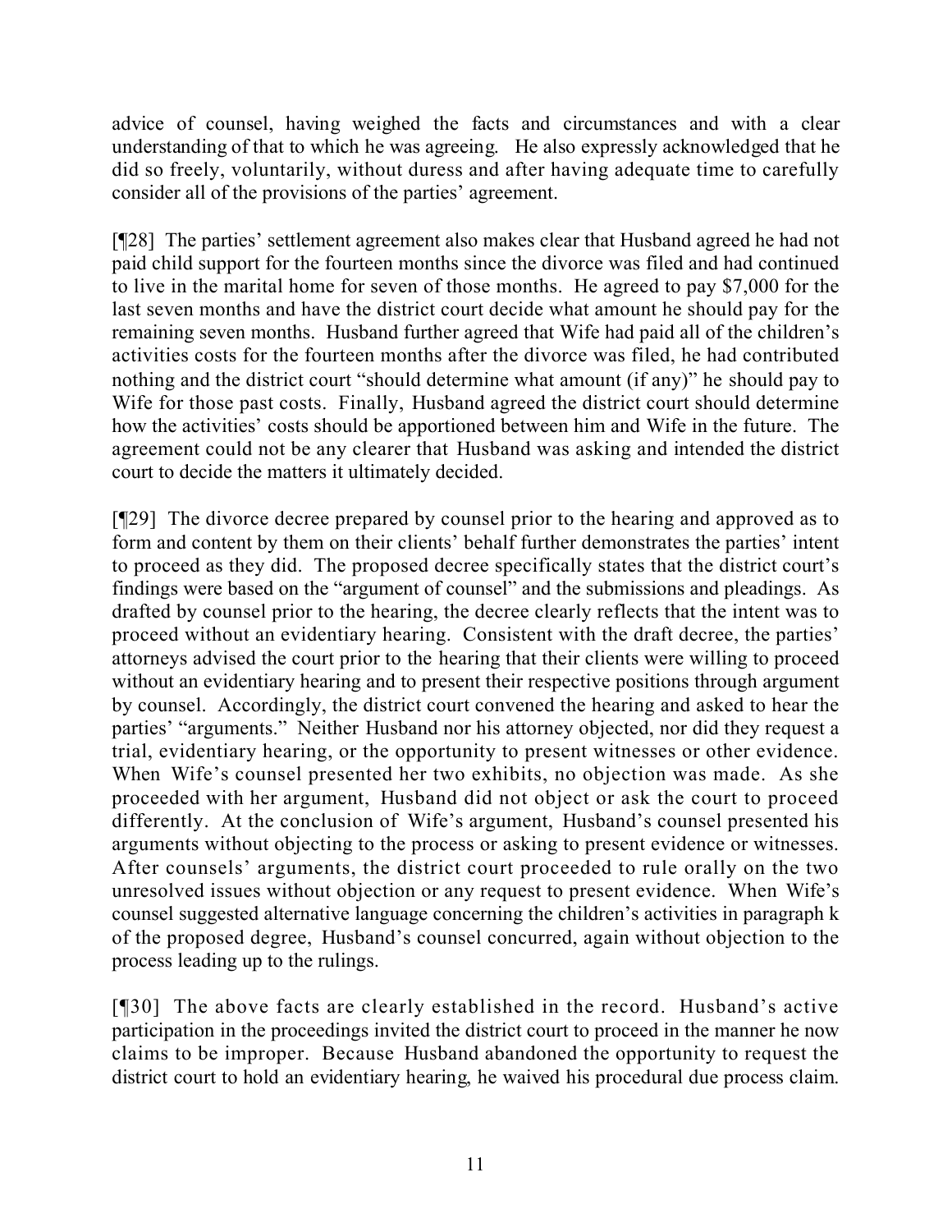advice of counsel, having weighed the facts and circumstances and with a clear understanding of that to which he was agreeing. He also expressly acknowledged that he did so freely, voluntarily, without duress and after having adequate time to carefully consider all of the provisions of the parties' agreement.

[¶28] The parties' settlement agreement also makes clear that Husband agreed he had not paid child support for the fourteen months since the divorce was filed and had continued to live in the marital home for seven of those months. He agreed to pay $7,000 for the last seven months and have the district court decide what amount he should pay for the remaining seven months. Husband further agreed that Wife had paid all of the children's activities costs for the fourteen months after the divorce was filed, he had contributed nothing and the district court "should determine what amount (if any)" he should pay to Wife for those past costs. Finally, Husband agreed the district court should determine how the activities' costs should be apportioned between him and Wife in the future. The agreement could not be any clearer that Husband was asking and intended the district court to decide the matters it ultimately decided.

[¶29] The divorce decree prepared by counsel prior to the hearing and approved as to form and content by them on their clients' behalf further demonstrates the parties' intent to proceed as they did. The proposed decree specifically states that the district court's findings were based on the "argument of counsel" and the submissions and pleadings. As drafted by counsel prior to the hearing, the decree clearly reflects that the intent was to proceed without an evidentiary hearing. Consistent with the draft decree, the parties' attorneys advised the court prior to the hearing that their clients were willing to proceed without an evidentiary hearing and to present their respective positions through argument by counsel. Accordingly, the district court convened the hearing and asked to hear the parties' "arguments." Neither Husband nor his attorney objected, nor did they request a trial, evidentiary hearing, or the opportunity to present witnesses or other evidence. When Wife's counsel presented her two exhibits, no objection was made. As she proceeded with her argument, Husband did not object or ask the court to proceed differently. At the conclusion of Wife's argument, Husband's counsel presented his arguments without objecting to the process or asking to present evidence or witnesses. After counsels' arguments, the district court proceeded to rule orally on the two unresolved issues without objection or any request to present evidence. When Wife's counsel suggested alternative language concerning the children's activities in paragraph k of the proposed degree, Husband's counsel concurred, again without objection to the process leading up to the rulings.

[¶30] The above facts are clearly established in the record. Husband's active participation in the proceedings invited the district court to proceed in the manner he now claims to be improper. Because Husband abandoned the opportunity to request the district court to hold an evidentiary hearing, he waived his procedural due process claim.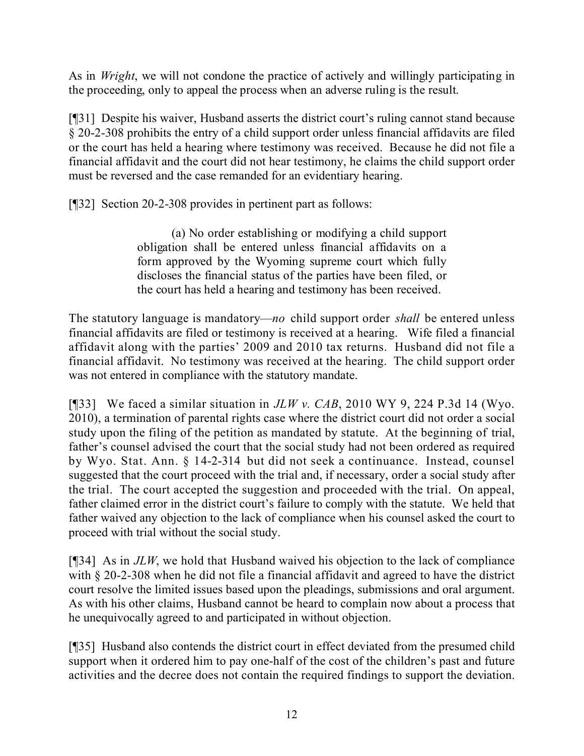As in *Wright*, we will not condone the practice of actively and willingly participating in the proceeding, only to appeal the process when an adverse ruling is the result.

[¶31] Despite his waiver, Husband asserts the district court's ruling cannot stand because § 20-2-308 prohibits the entry of a child support order unless financial affidavits are filed or the court has held a hearing where testimony was received. Because he did not file a financial affidavit and the court did not hear testimony, he claims the child support order must be reversed and the case remanded for an evidentiary hearing.

[¶32] Section 20-2-308 provides in pertinent part as follows:

> (a) No order establishing or modifying a child support obligation shall be entered unless financial affidavits on a form approved by the Wyoming supreme court which fully discloses the financial status of the parties have been filed, or the court has held a hearing and testimony has been received.

The statutory language is mandatory—*no* child support order *shall* be entered unless financial affidavits are filed or testimony is received at a hearing. Wife filed a financial affidavit along with the parties' 2009 and 2010 tax returns. Husband did not file a financial affidavit. No testimony was received at the hearing. The child support order was not entered in compliance with the statutory mandate.

[¶33] We faced a similar situation in *JLW v. CAB*, 2010 WY 9, 224 P.3d 14 (Wyo. 2010), a termination of parental rights case where the district court did not order a social study upon the filing of the petition as mandated by statute. At the beginning of trial, father's counsel advised the court that the social study had not been ordered as required by Wyo. Stat. Ann. § 14-2-314 but did not seek a continuance. Instead, counsel suggested that the court proceed with the trial and, if necessary, order a social study after the trial. The court accepted the suggestion and proceeded with the trial. On appeal, father claimed error in the district court's failure to comply with the statute. We held that father waived any objection to the lack of compliance when his counsel asked the court to proceed with trial without the social study.

[¶34] As in *JLW*, we hold that Husband waived his objection to the lack of compliance with § 20-2-308 when he did not file a financial affidavit and agreed to have the district court resolve the limited issues based upon the pleadings, submissions and oral argument. As with his other claims, Husband cannot be heard to complain now about a process that he unequivocally agreed to and participated in without objection.

[¶35] Husband also contends the district court in effect deviated from the presumed child support when it ordered him to pay one-half of the cost of the children's past and future activities and the decree does not contain the required findings to support the deviation.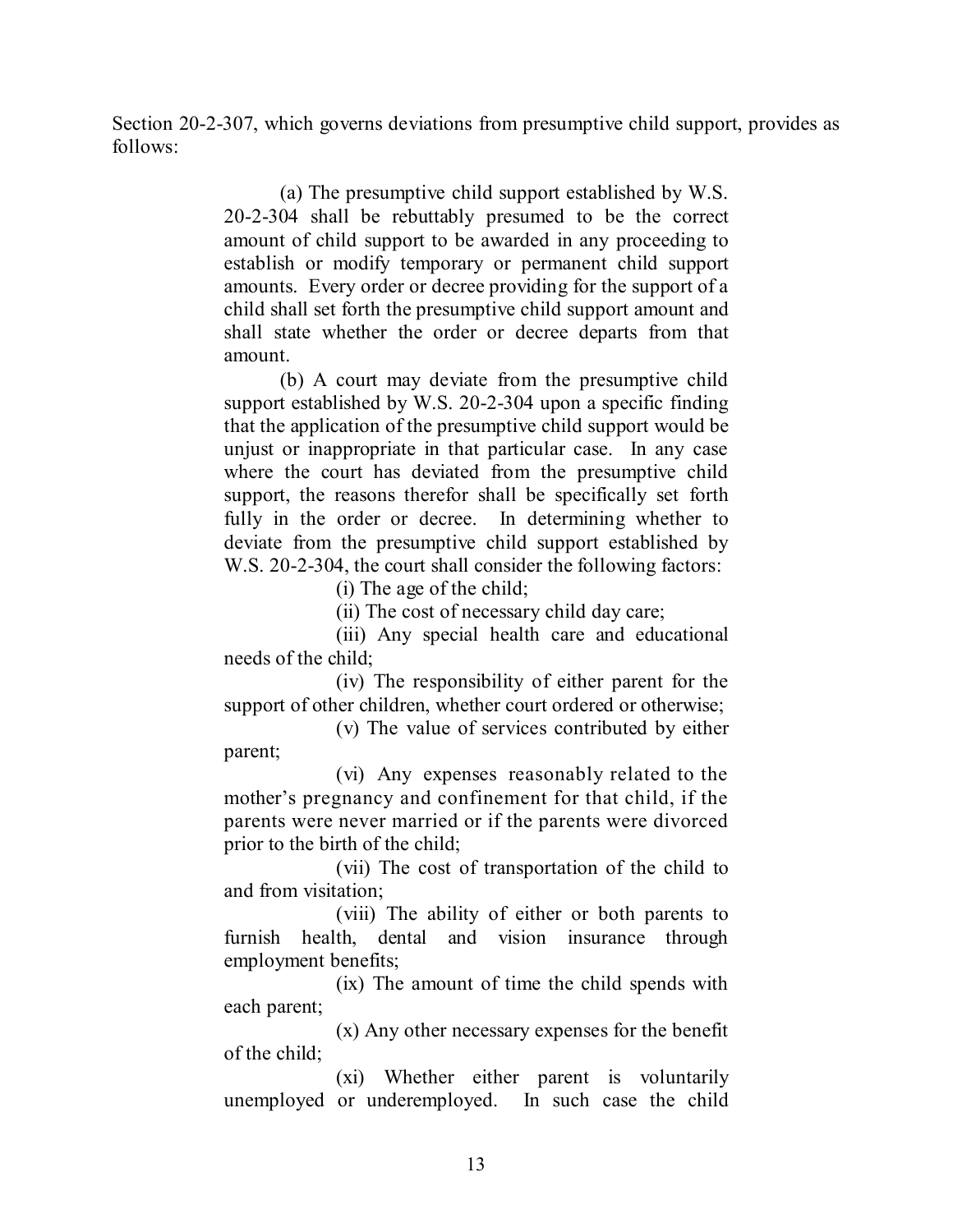Section 20-2-307, which governs deviations from presumptive child support, provides as follows:

> (a) The presumptive child support established by W.S. 20-2-304 shall be rebuttably presumed to be the correct amount of child support to be awarded in any proceeding to establish or modify temporary or permanent child support amounts. Every order or decree providing for the support of a child shall set forth the presumptive child support amount and shall state whether the order or decree departs from that amount.
>
> (b) A court may deviate from the presumptive child support established by W.S. 20-2-304 upon a specific finding that the application of the presumptive child support would be unjust or inappropriate in that particular case. In any case where the court has deviated from the presumptive child support, the reasons therefor shall be specifically set forth fully in the order or decree. In determining whether to deviate from the presumptive child support established by W.S. 20-2-304, the court shall consider the following factors:
>
> (i) The age of the child;
>
> (ii) The cost of necessary child day care;
>
> (iii) Any special health care and educational needs of the child;
>
> (iv) The responsibility of either parent for the support of other children, whether court ordered or otherwise;
>
> (v) The value of services contributed by either parent;
>
> (vi) Any expenses reasonably related to the mother's pregnancy and confinement for that child, if the parents were never married or if the parents were divorced prior to the birth of the child;
>
> (vii) The cost of transportation of the child to and from visitation;
>
> (viii) The ability of either or both parents to furnish health, dental and vision insurance through employment benefits;
>
> (ix) The amount of time the child spends with each parent;
>
> (x) Any other necessary expenses for the benefit of the child;
>
> (xi) Whether either parent is voluntarily unemployed or underemployed. In such case the child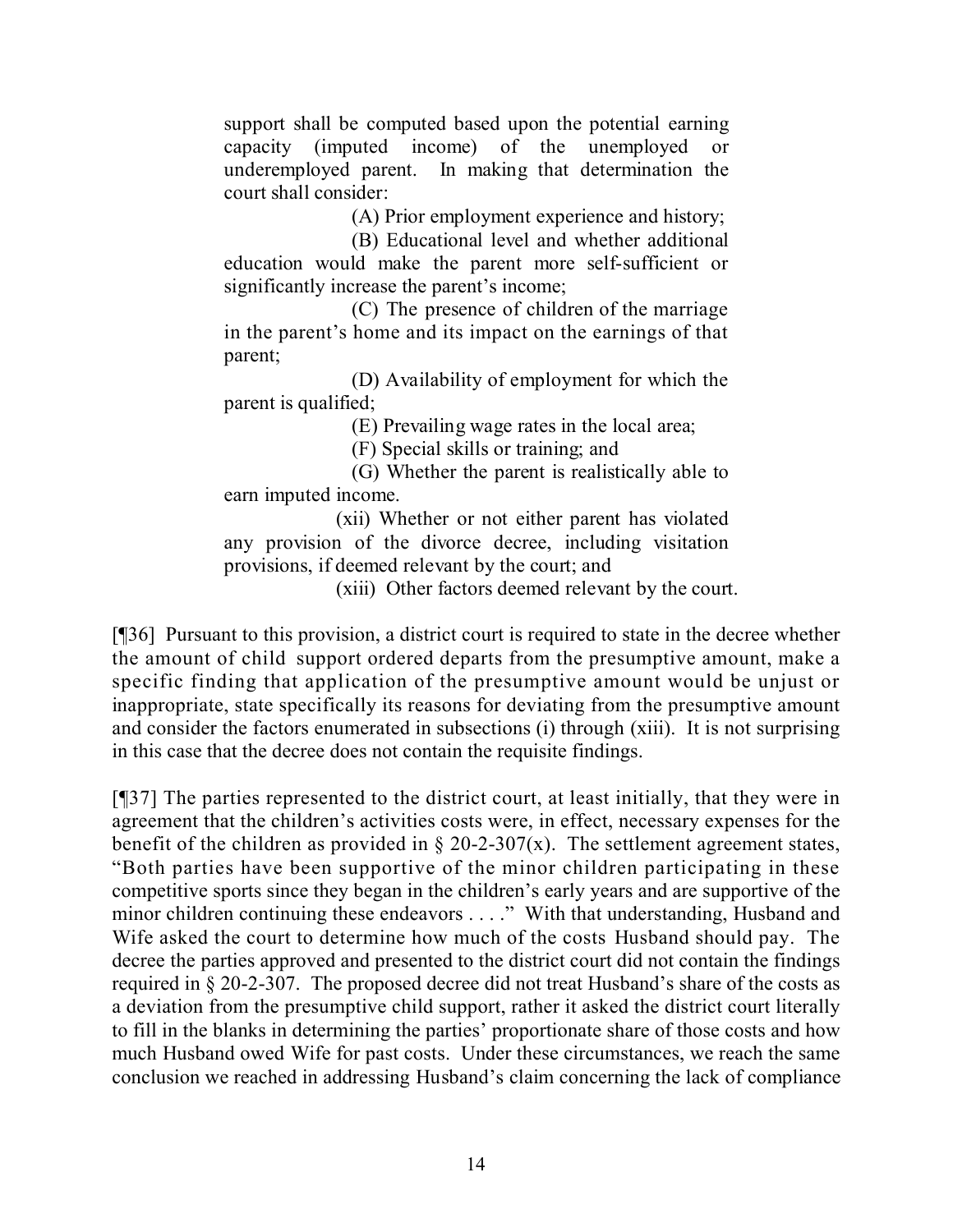support shall be computed based upon the potential earning capacity (imputed income) of the unemployed or underemployed parent. In making that determination the court shall consider:

(A) Prior employment experience and history;

(B) Educational level and whether additional education would make the parent more self-sufficient or significantly increase the parent's income;

(C) The presence of children of the marriage in the parent's home and its impact on the earnings of that parent;

(D) Availability of employment for which the parent is qualified;

(E) Prevailing wage rates in the local area;

(F) Special skills or training; and

(G) Whether the parent is realistically able to earn imputed income.

(xii) Whether or not either parent has violated any provision of the divorce decree, including visitation provisions, if deemed relevant by the court; and

(xiii) Other factors deemed relevant by the court.

[¶36] Pursuant to this provision, a district court is required to state in the decree whether the amount of child support ordered departs from the presumptive amount, make a specific finding that application of the presumptive amount would be unjust or inappropriate, state specifically its reasons for deviating from the presumptive amount and consider the factors enumerated in subsections (i) through (xiii). It is not surprising in this case that the decree does not contain the requisite findings.

[¶37] The parties represented to the district court, at least initially, that they were in agreement that the children's activities costs were, in effect, necessary expenses for the benefit of the children as provided in § 20-2-307(x). The settlement agreement states, "Both parties have been supportive of the minor children participating in these competitive sports since they began in the children's early years and are supportive of the minor children continuing these endeavors . . . ." With that understanding, Husband and Wife asked the court to determine how much of the costs Husband should pay. The decree the parties approved and presented to the district court did not contain the findings required in § 20-2-307. The proposed decree did not treat Husband's share of the costs as a deviation from the presumptive child support, rather it asked the district court literally to fill in the blanks in determining the parties' proportionate share of those costs and how much Husband owed Wife for past costs. Under these circumstances, we reach the same conclusion we reached in addressing Husband's claim concerning the lack of compliance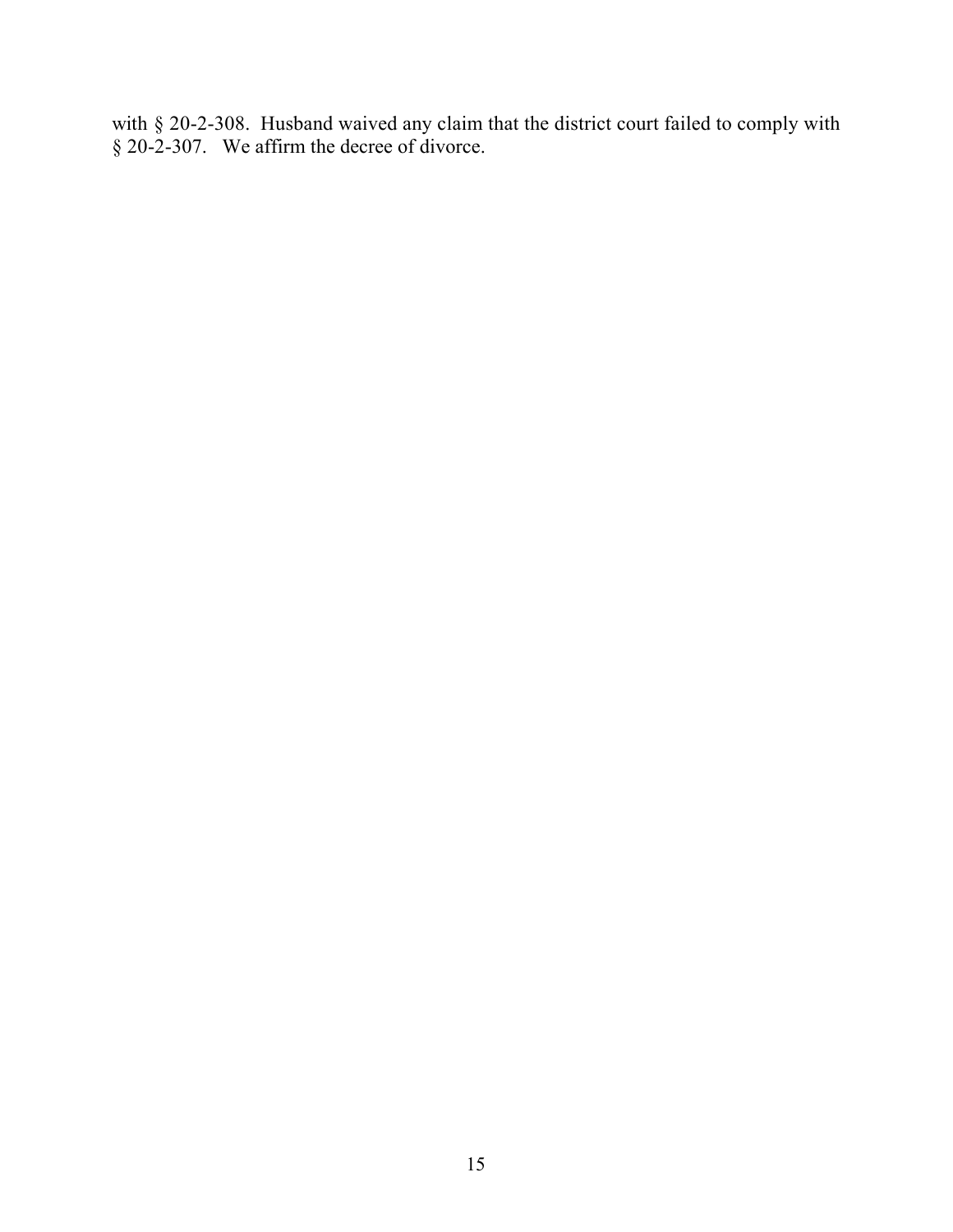with § 20-2-308. Husband waived any claim that the district court failed to comply with § 20-2-307. We affirm the decree of divorce.